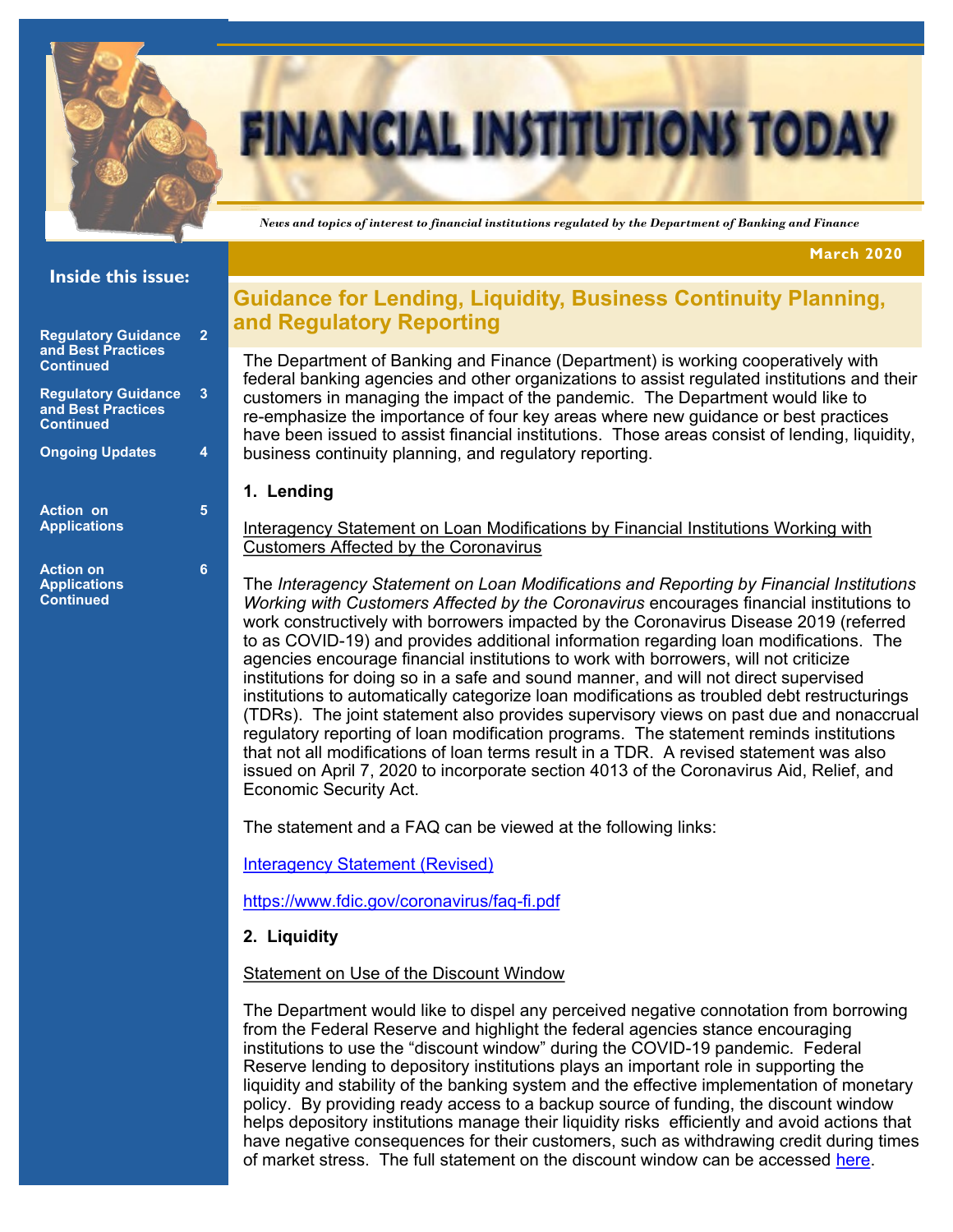# FINANCIAL INSTITUTIONS TODAY

*News and topics of interest to financial institutions regulated by the Department of Banking and Finance*

**March 2020**

**Inside this issue:**

| | |
|---|---|
| Regulatory Guidance and Best Practices Continued | 2 |
| Regulatory Guidance and Best Practices Continued | 3 |
| Ongoing Updates | 4 |
| Action on Applications | 5 |
| Action on Applications Continued | 6 |

## Guidance for Lending, Liquidity, Business Continuity Planning, and Regulatory Reporting

The Department of Banking and Finance (Department) is working cooperatively with federal banking agencies and other organizations to assist regulated institutions and their customers in managing the impact of the pandemic. The Department would like to re-emphasize the importance of four key areas where new guidance or best practices have been issued to assist financial institutions. Those areas consist of lending, liquidity, business continuity planning, and regulatory reporting.

**1. Lending**

Interagency Statement on Loan Modifications by Financial Institutions Working with Customers Affected by the Coronavirus

The *Interagency Statement on Loan Modifications and Reporting by Financial Institutions Working with Customers Affected by the Coronavirus* encourages financial institutions to work constructively with borrowers impacted by the Coronavirus Disease 2019 (referred to as COVID-19) and provides additional information regarding loan modifications. The agencies encourage financial institutions to work with borrowers, will not criticize institutions for doing so in a safe and sound manner, and will not direct supervised institutions to automatically categorize loan modifications as troubled debt restructurings (TDRs). The joint statement also provides supervisory views on past due and nonaccrual regulatory reporting of loan modification programs. The statement reminds institutions that not all modifications of loan terms result in a TDR. A revised statement was also issued on April 7, 2020 to incorporate section 4013 of the Coronavirus Aid, Relief, and Economic Security Act.

The statement and a FAQ can be viewed at the following links:

Interagency Statement (Revised)

https://www.fdic.gov/coronavirus/faq-fi.pdf

**2. Liquidity**

Statement on Use of the Discount Window

The Department would like to dispel any perceived negative connotation from borrowing from the Federal Reserve and highlight the federal agencies stance encouraging institutions to use the "discount window" during the COVID-19 pandemic. Federal Reserve lending to depository institutions plays an important role in supporting the liquidity and stability of the banking system and the effective implementation of monetary policy. By providing ready access to a backup source of funding, the discount window helps depository institutions manage their liquidity risks efficiently and avoid actions that have negative consequences for their customers, such as withdrawing credit during times of market stress. The full statement on the discount window can be accessed here.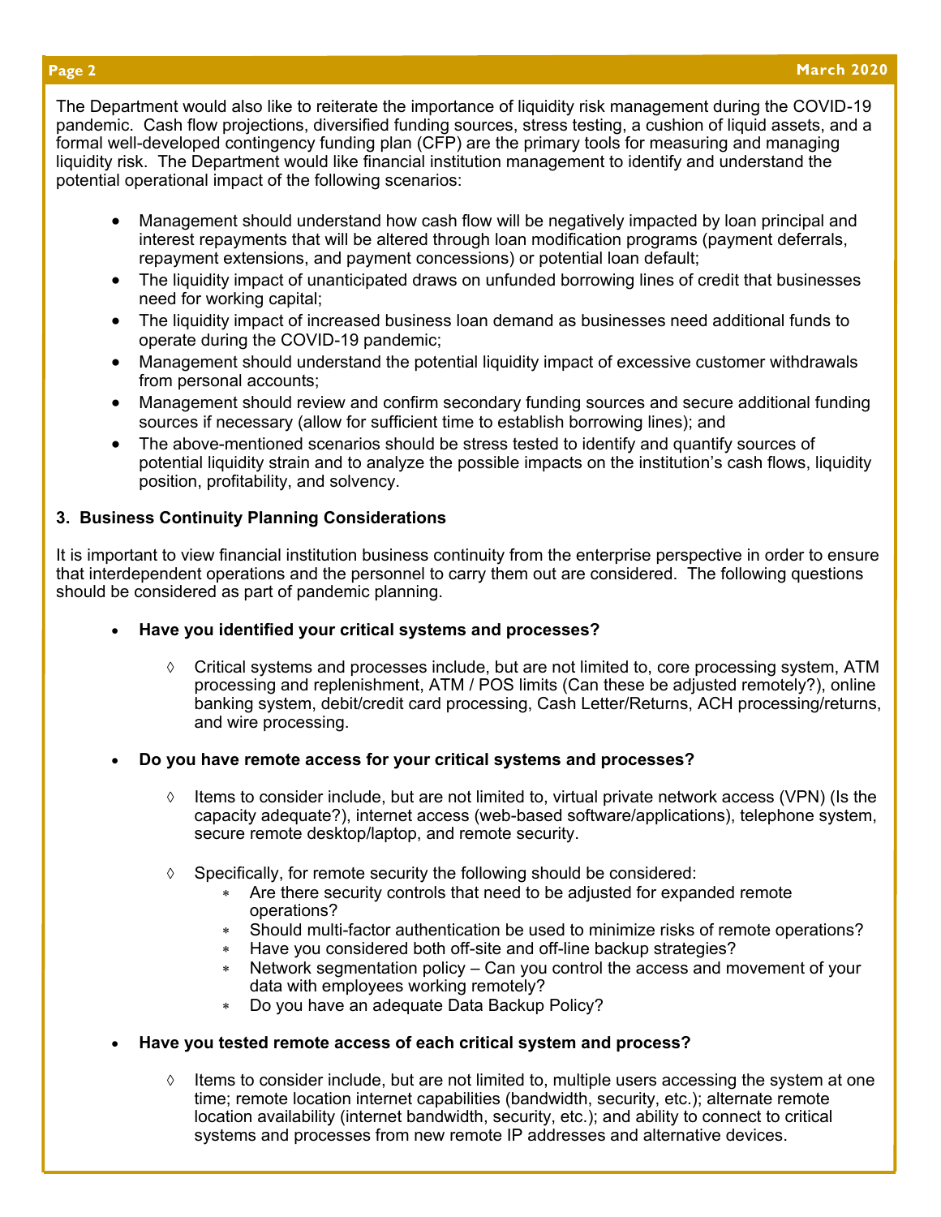The Department would also like to reiterate the importance of liquidity risk management during the COVID-19 pandemic. Cash flow projections, diversified funding sources, stress testing, a cushion of liquid assets, and a formal well-developed contingency funding plan (CFP) are the primary tools for measuring and managing liquidity risk. The Department would like financial institution management to identify and understand the potential operational impact of the following scenarios:

- Management should understand how cash flow will be negatively impacted by loan principal and interest repayments that will be altered through loan modification programs (payment deferrals, repayment extensions, and payment concessions) or potential loan default;
- The liquidity impact of unanticipated draws on unfunded borrowing lines of credit that businesses need for working capital;
- The liquidity impact of increased business loan demand as businesses need additional funds to operate during the COVID-19 pandemic;
- Management should understand the potential liquidity impact of excessive customer withdrawals from personal accounts;
- Management should review and confirm secondary funding sources and secure additional funding sources if necessary (allow for sufficient time to establish borrowing lines); and
- The above-mentioned scenarios should be stress tested to identify and quantify sources of potential liquidity strain and to analyze the possible impacts on the institution's cash flows, liquidity position, profitability, and solvency.

### 3. Business Continuity Planning Considerations

It is important to view financial institution business continuity from the enterprise perspective in order to ensure that interdependent operations and the personnel to carry them out are considered. The following questions should be considered as part of pandemic planning.

- **Have you identified your critical systems and processes?**
  - ◊ Critical systems and processes include, but are not limited to, core processing system, ATM processing and replenishment, ATM / POS limits (Can these be adjusted remotely?), online banking system, debit/credit card processing, Cash Letter/Returns, ACH processing/returns, and wire processing.

- **Do you have remote access for your critical systems and processes?**
  - ◊ Items to consider include, but are not limited to, virtual private network access (VPN) (Is the capacity adequate?), internet access (web-based software/applications), telephone system, secure remote desktop/laptop, and remote security.
  - ◊ Specifically, for remote security the following should be considered:
    - Are there security controls that need to be adjusted for expanded remote operations?
    - Should multi-factor authentication be used to minimize risks of remote operations?
    - Have you considered both off-site and off-line backup strategies?
    - Network segmentation policy – Can you control the access and movement of your data with employees working remotely?
    - Do you have an adequate Data Backup Policy?

- **Have you tested remote access of each critical system and process?**
  - ◊ Items to consider include, but are not limited to, multiple users accessing the system at one time; remote location internet capabilities (bandwidth, security, etc.); alternate remote location availability (internet bandwidth, security, etc.); and ability to connect to critical systems and processes from new remote IP addresses and alternative devices.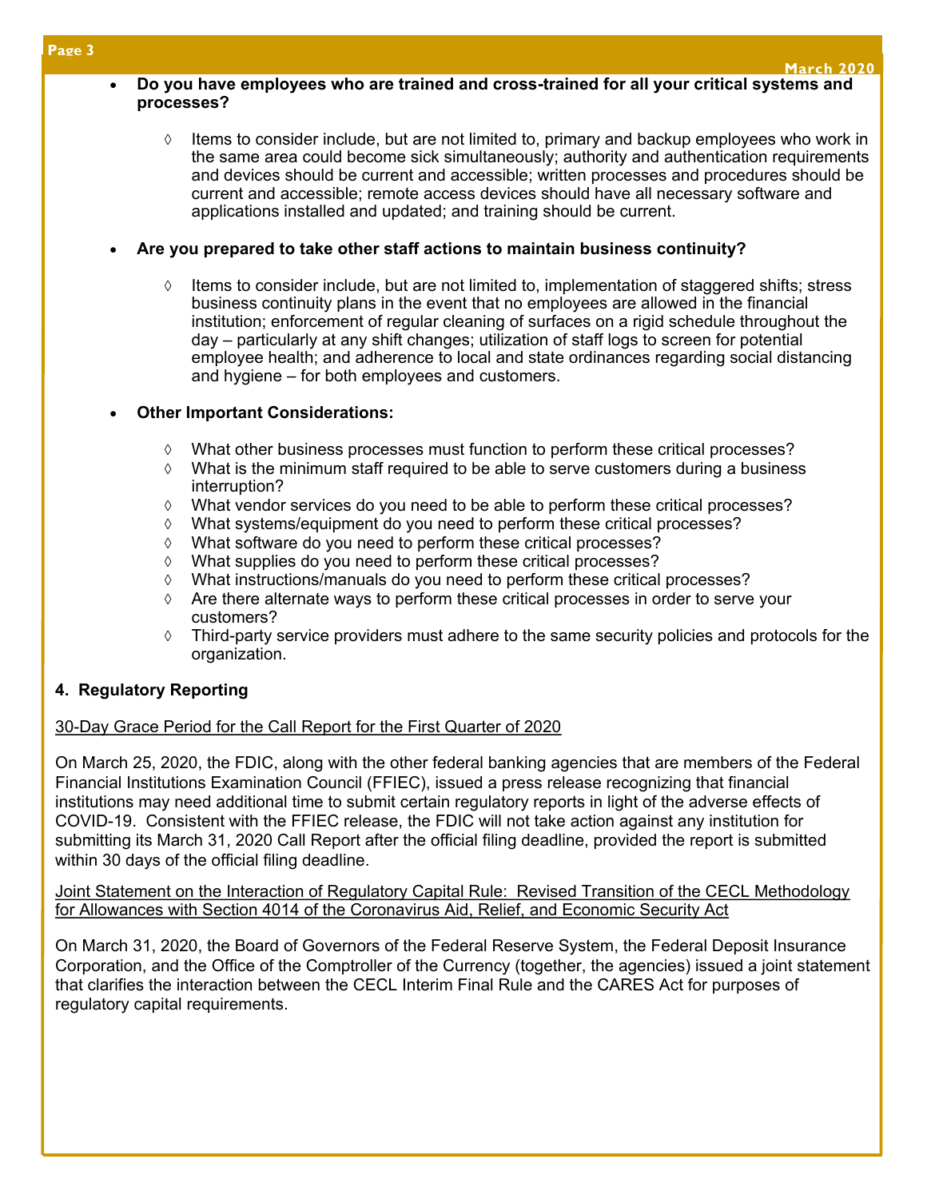- **Do you have employees who are trained and cross-trained for all your critical systems and processes?**

  - Items to consider include, but are not limited to, primary and backup employees who work in the same area could become sick simultaneously; authority and authentication requirements and devices should be current and accessible; written processes and procedures should be current and accessible; remote access devices should have all necessary software and applications installed and updated; and training should be current.

- **Are you prepared to take other staff actions to maintain business continuity?**

  - Items to consider include, but are not limited to, implementation of staggered shifts; stress business continuity plans in the event that no employees are allowed in the financial institution; enforcement of regular cleaning of surfaces on a rigid schedule throughout the day – particularly at any shift changes; utilization of staff logs to screen for potential employee health; and adherence to local and state ordinances regarding social distancing and hygiene – for both employees and customers.

- **Other Important Considerations:**

  - What other business processes must function to perform these critical processes?
  - What is the minimum staff required to be able to serve customers during a business interruption?
  - What vendor services do you need to be able to perform these critical processes?
  - What systems/equipment do you need to perform these critical processes?
  - What software do you need to perform these critical processes?
  - What supplies do you need to perform these critical processes?
  - What instructions/manuals do you need to perform these critical processes?
  - Are there alternate ways to perform these critical processes in order to serve your customers?
  - Third-party service providers must adhere to the same security policies and protocols for the organization.

## 4. Regulatory Reporting

<u>30-Day Grace Period for the Call Report for the First Quarter of 2020</u>

On March 25, 2020, the FDIC, along with the other federal banking agencies that are members of the Federal Financial Institutions Examination Council (FFIEC), issued a press release recognizing that financial institutions may need additional time to submit certain regulatory reports in light of the adverse effects of COVID-19. Consistent with the FFIEC release, the FDIC will not take action against any institution for submitting its March 31, 2020 Call Report after the official filing deadline, provided the report is submitted within 30 days of the official filing deadline.

<u>Joint Statement on the Interaction of Regulatory Capital Rule: Revised Transition of the CECL Methodology for Allowances with Section 4014 of the Coronavirus Aid, Relief, and Economic Security Act</u>

On March 31, 2020, the Board of Governors of the Federal Reserve System, the Federal Deposit Insurance Corporation, and the Office of the Comptroller of the Currency (together, the agencies) issued a joint statement that clarifies the interaction between the CECL Interim Final Rule and the CARES Act for purposes of regulatory capital requirements.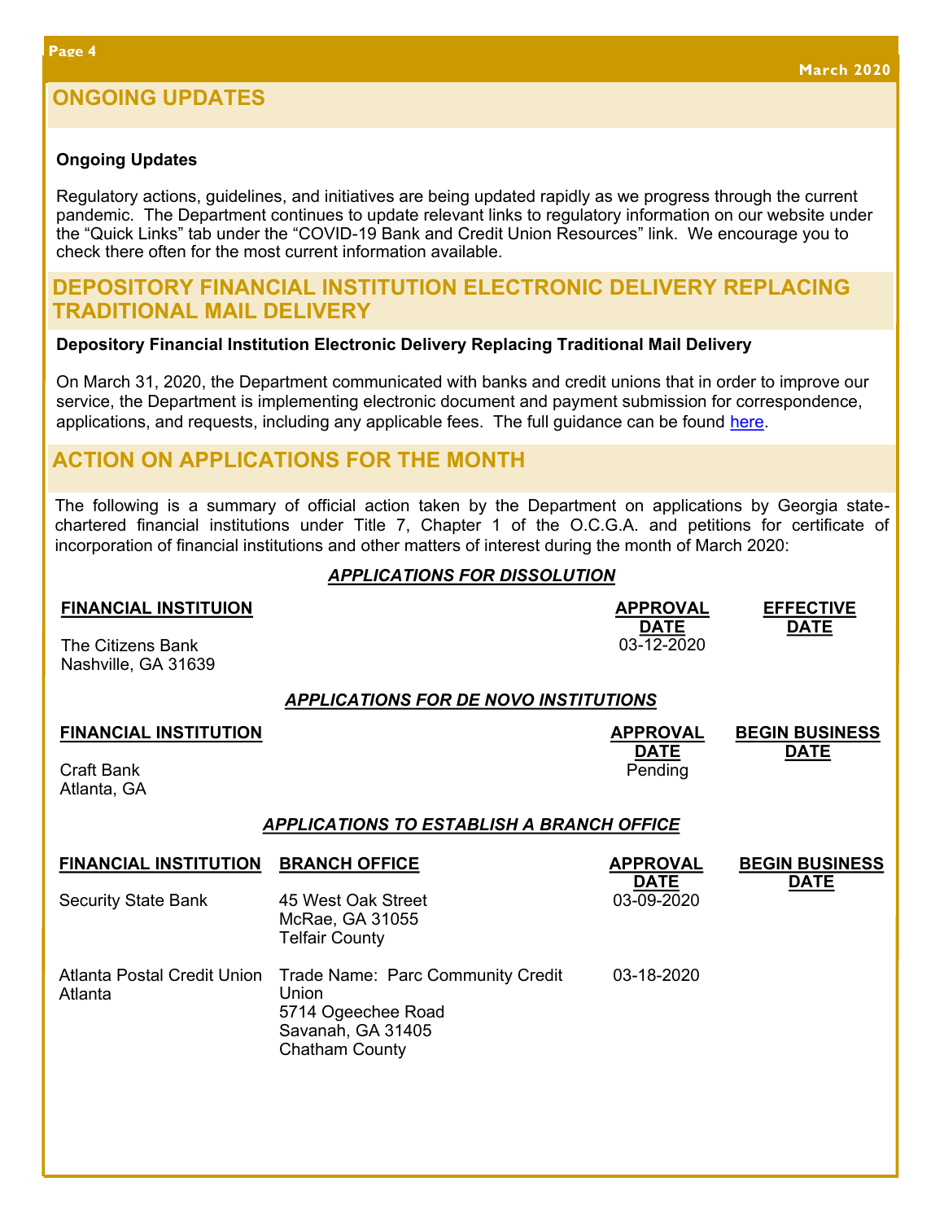## ONGOING UPDATES

**Ongoing Updates**

Regulatory actions, guidelines, and initiatives are being updated rapidly as we progress through the current pandemic. The Department continues to update relevant links to regulatory information on our website under the "Quick Links" tab under the "COVID-19 Bank and Credit Union Resources" link. We encourage you to check there often for the most current information available.

## DEPOSITORY FINANCIAL INSTITUTION ELECTRONIC DELIVERY REPLACING TRADITIONAL MAIL DELIVERY

**Depository Financial Institution Electronic Delivery Replacing Traditional Mail Delivery**

On March 31, 2020, the Department communicated with banks and credit unions that in order to improve our service, the Department is implementing electronic document and payment submission for correspondence, applications, and requests, including any applicable fees. The full guidance can be found here.

## ACTION ON APPLICATIONS FOR THE MONTH

The following is a summary of official action taken by the Department on applications by Georgia state-chartered financial institutions under Title 7, Chapter 1 of the O.C.G.A. and petitions for certificate of incorporation of financial institutions and other matters of interest during the month of March 2020:

***APPLICATIONS FOR DISSOLUTION***

| FINANCIAL INSTITUION | APPROVAL DATE | EFFECTIVE DATE |
|---|---|---|
| The Citizens Bank<br>Nashville, GA 31639 | 03-12-2020 | |

***APPLICATIONS FOR DE NOVO INSTITUTIONS***

| FINANCIAL INSTITUTION | APPROVAL DATE | BEGIN BUSINESS DATE |
|---|---|---|
| Craft Bank<br>Atlanta, GA | Pending | |

***APPLICATIONS TO ESTABLISH A BRANCH OFFICE***

| FINANCIAL INSTITUTION | BRANCH OFFICE | APPROVAL DATE | BEGIN BUSINESS DATE |
|---|---|---|---|
| Security State Bank | 45 West Oak Street<br>McRae, GA 31055<br>Telfair County | 03-09-2020 | |
| Atlanta Postal Credit Union<br>Atlanta | Trade Name: Parc Community Credit Union<br>5714 Ogeechee Road<br>Savanah, GA 31405<br>Chatham County | 03-18-2020 | |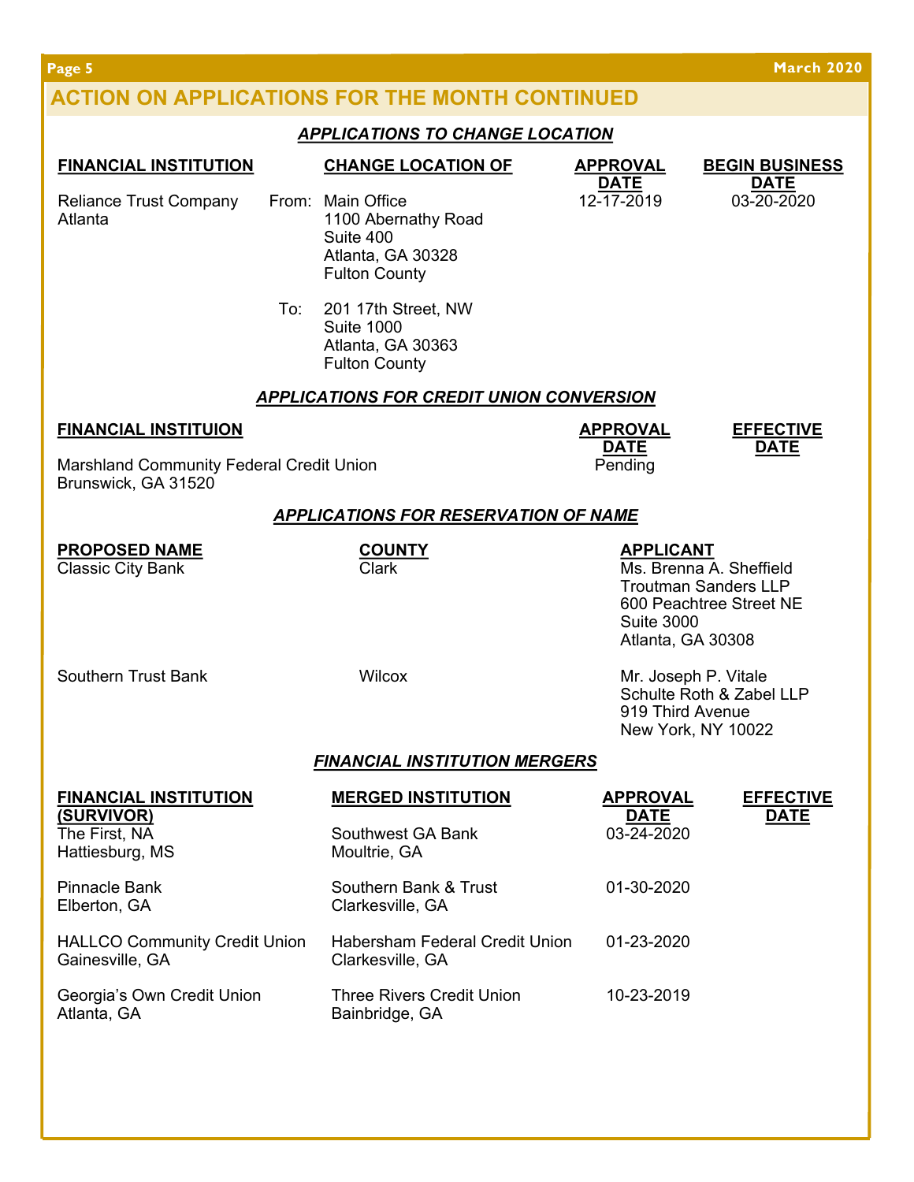## ACTION ON APPLICATIONS FOR THE MONTH CONTINUED

### *APPLICATIONS TO CHANGE LOCATION*

| FINANCIAL INSTITUTION | | CHANGE LOCATION OF | APPROVAL DATE | BEGIN BUSINESS DATE |
|---|---|---|---|---|
| Reliance Trust Company<br>Atlanta | From: | Main Office<br>1100 Abernathy Road<br>Suite 400<br>Atlanta, GA 30328<br>Fulton County | 12-17-2019 | 03-20-2020 |
| | To: | 201 17th Street, NW<br>Suite 1000<br>Atlanta, GA 30363<br>Fulton County | | |

### *APPLICATIONS FOR CREDIT UNION CONVERSION*

| FINANCIAL INSTITUION | APPROVAL DATE | EFFECTIVE DATE |
|---|---|---|
| Marshland Community Federal Credit Union<br>Brunswick, GA 31520 | Pending | |

### *APPLICATIONS FOR RESERVATION OF NAME*

| PROPOSED NAME | COUNTY | APPLICANT |
|---|---|---|
| Classic City Bank | Clark | Ms. Brenna A. Sheffield<br>Troutman Sanders LLP<br>600 Peachtree Street NE<br>Suite 3000<br>Atlanta, GA 30308 |
| Southern Trust Bank | Wilcox | Mr. Joseph P. Vitale<br>Schulte Roth & Zabel LLP<br>919 Third Avenue<br>New York, NY 10022 |

### *FINANCIAL INSTITUTION MERGERS*

| FINANCIAL INSTITUTION (SURVIVOR) | MERGED INSTITUTION | APPROVAL DATE | EFFECTIVE DATE |
|---|---|---|---|
| The First, NA<br>Hattiesburg, MS | Southwest GA Bank<br>Moultrie, GA | 03-24-2020 | |
| Pinnacle Bank<br>Elberton, GA | Southern Bank & Trust<br>Clarkesville, GA | 01-30-2020 | |
| HALLCO Community Credit Union<br>Gainesville, GA | Habersham Federal Credit Union<br>Clarkesville, GA | 01-23-2020 | |
| Georgia's Own Credit Union<br>Atlanta, GA | Three Rivers Credit Union<br>Bainbridge, GA | 10-23-2019 | |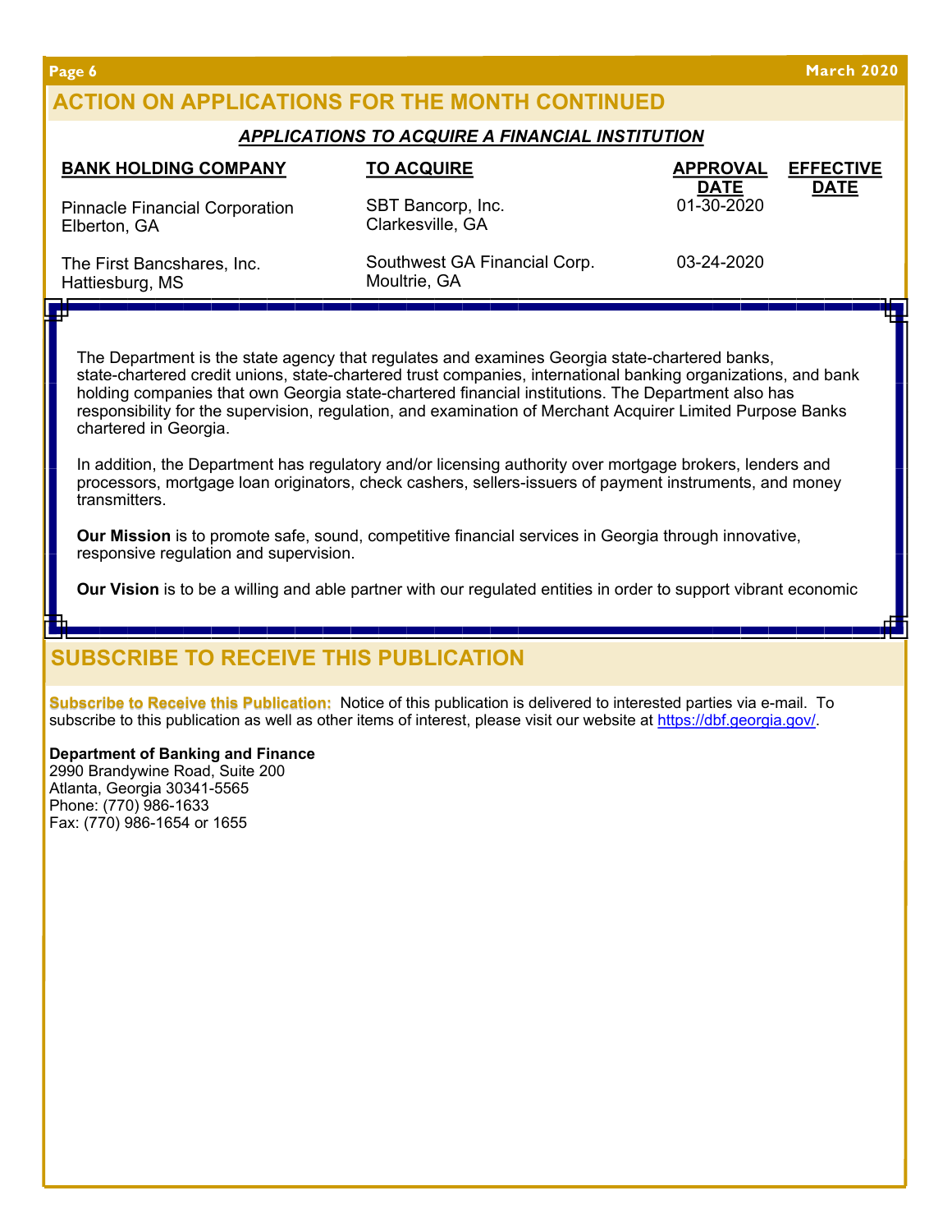## ACTION ON APPLICATIONS FOR THE MONTH CONTINUED

### *APPLICATIONS TO ACQUIRE A FINANCIAL INSTITUTION*

| BANK HOLDING COMPANY | TO ACQUIRE | APPROVAL DATE | EFFECTIVE DATE |
|---|---|---|---|
| Pinnacle Financial Corporation<br>Elberton, GA | SBT Bancorp, Inc.<br>Clarkesville, GA | 01-30-2020 | |
| The First Bancshares, Inc.<br>Hattiesburg, MS | Southwest GA Financial Corp.<br>Moultrie, GA | 03-24-2020 | |

The Department is the state agency that regulates and examines Georgia state-chartered banks, state-chartered credit unions, state-chartered trust companies, international banking organizations, and bank holding companies that own Georgia state-chartered financial institutions. The Department also has responsibility for the supervision, regulation, and examination of Merchant Acquirer Limited Purpose Banks chartered in Georgia.

In addition, the Department has regulatory and/or licensing authority over mortgage brokers, lenders and processors, mortgage loan originators, check cashers, sellers-issuers of payment instruments, and money transmitters.

**Our Mission** is to promote safe, sound, competitive financial services in Georgia through innovative, responsive regulation and supervision.

**Our Vision** is to be a willing and able partner with our regulated entities in order to support vibrant economic

## SUBSCRIBE TO RECEIVE THIS PUBLICATION

**Subscribe to Receive this Publication:** Notice of this publication is delivered to interested parties via e-mail. To subscribe to this publication as well as other items of interest, please visit our website at https://dbf.georgia.gov/.

**Department of Banking and Finance**
2990 Brandywine Road, Suite 200
Atlanta, Georgia 30341-5565
Phone: (770) 986-1633
Fax: (770) 986-1654 or 1655